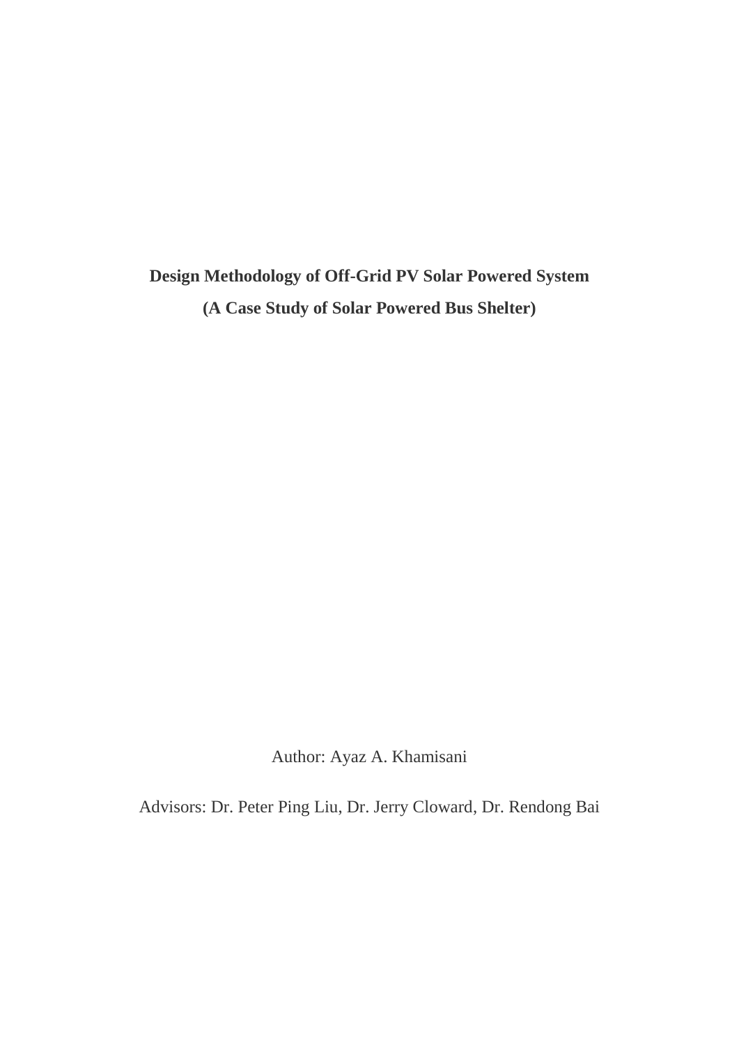# Design Methodology of Off-Grid PV Solar Powered System

## (A Case Study of Solar Powered Bus Shelter)

Author: Ayaz A. Khamisani

Advisors: Dr. Peter Ping Liu, Dr. Jerry Cloward, Dr. Rendong Bai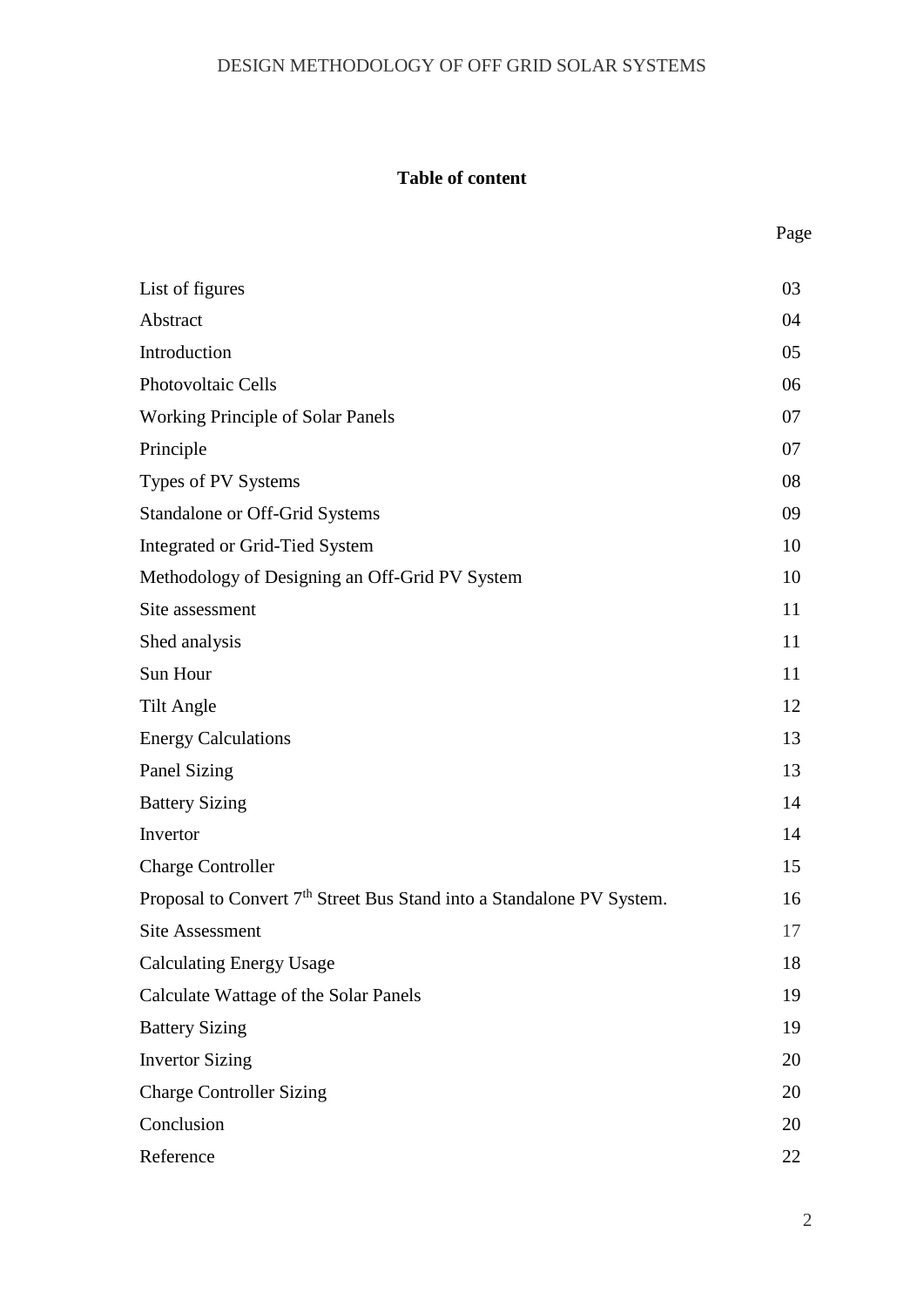**Table of content**

| | Page |
|---|---|
| List of figures | 03 |
| Abstract | 04 |
| Introduction | 05 |
| Photovoltaic Cells | 06 |
| Working Principle of Solar Panels | 07 |
| Principle | 07 |
| Types of PV Systems | 08 |
| Standalone or Off-Grid Systems | 09 |
| Integrated or Grid-Tied System | 10 |
| Methodology of Designing an Off-Grid PV System | 10 |
| Site assessment | 11 |
| Shed analysis | 11 |
| Sun Hour | 11 |
| Tilt Angle | 12 |
| Energy Calculations | 13 |
| Panel Sizing | 13 |
| Battery Sizing | 14 |
| Invertor | 14 |
| Charge Controller | 15 |
| Proposal to Convert 7th Street Bus Stand into a Standalone PV System. | 16 |
| Site Assessment | 17 |
| Calculating Energy Usage | 18 |
| Calculate Wattage of the Solar Panels | 19 |
| Battery Sizing | 19 |
| Invertor Sizing | 20 |
| Charge Controller Sizing | 20 |
| Conclusion | 20 |
| Reference | 22 |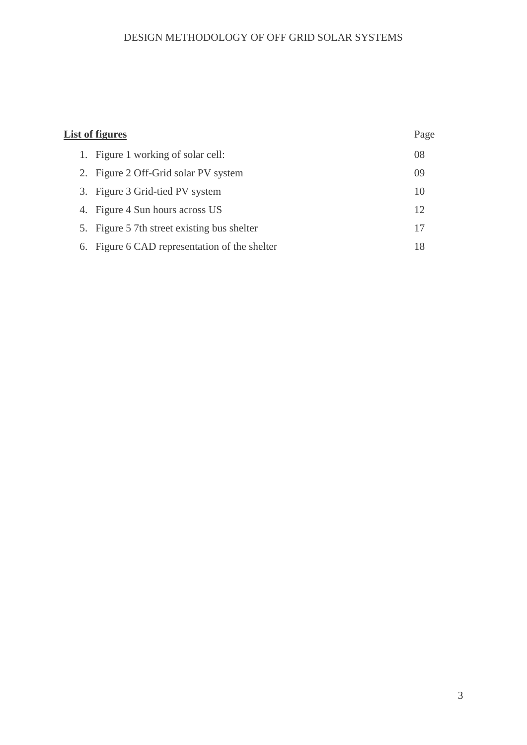**List of figures** Page

1. Figure 1 working of solar cell: 08
2. Figure 2 Off-Grid solar PV system 09
3. Figure 3 Grid-tied PV system 10
4. Figure 4 Sun hours across US 12
5. Figure 5 7th street existing bus shelter 17
6. Figure 6 CAD representation of the shelter 18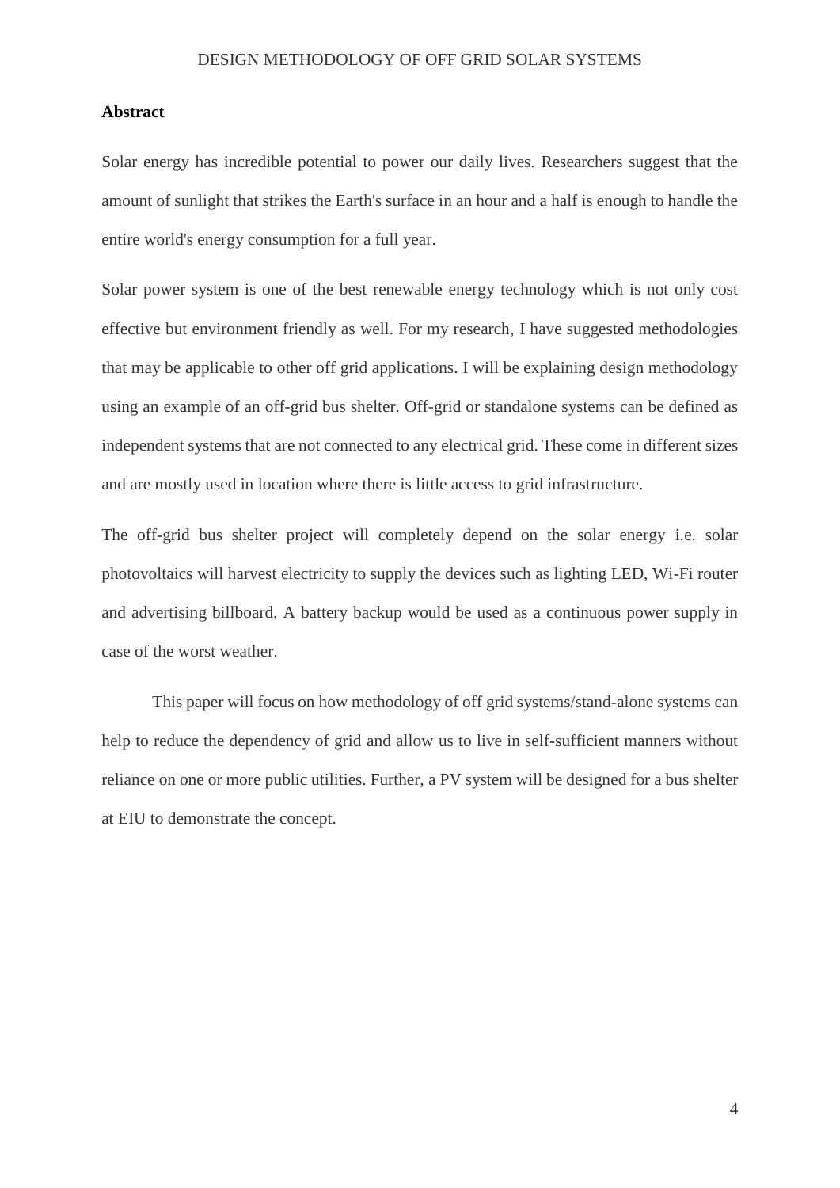## Abstract

Solar energy has incredible potential to power our daily lives. Researchers suggest that the amount of sunlight that strikes the Earth's surface in an hour and a half is enough to handle the entire world's energy consumption for a full year.

Solar power system is one of the best renewable energy technology which is not only cost effective but environment friendly as well. For my research, I have suggested methodologies that may be applicable to other off grid applications. I will be explaining design methodology using an example of an off-grid bus shelter. Off-grid or standalone systems can be defined as independent systems that are not connected to any electrical grid. These come in different sizes and are mostly used in location where there is little access to grid infrastructure.

The off-grid bus shelter project will completely depend on the solar energy i.e. solar photovoltaics will harvest electricity to supply the devices such as lighting LED, Wi-Fi router and advertising billboard. A battery backup would be used as a continuous power supply in case of the worst weather.

This paper will focus on how methodology of off grid systems/stand-alone systems can help to reduce the dependency of grid and allow us to live in self-sufficient manners without reliance on one or more public utilities. Further, a PV system will be designed for a bus shelter at EIU to demonstrate the concept.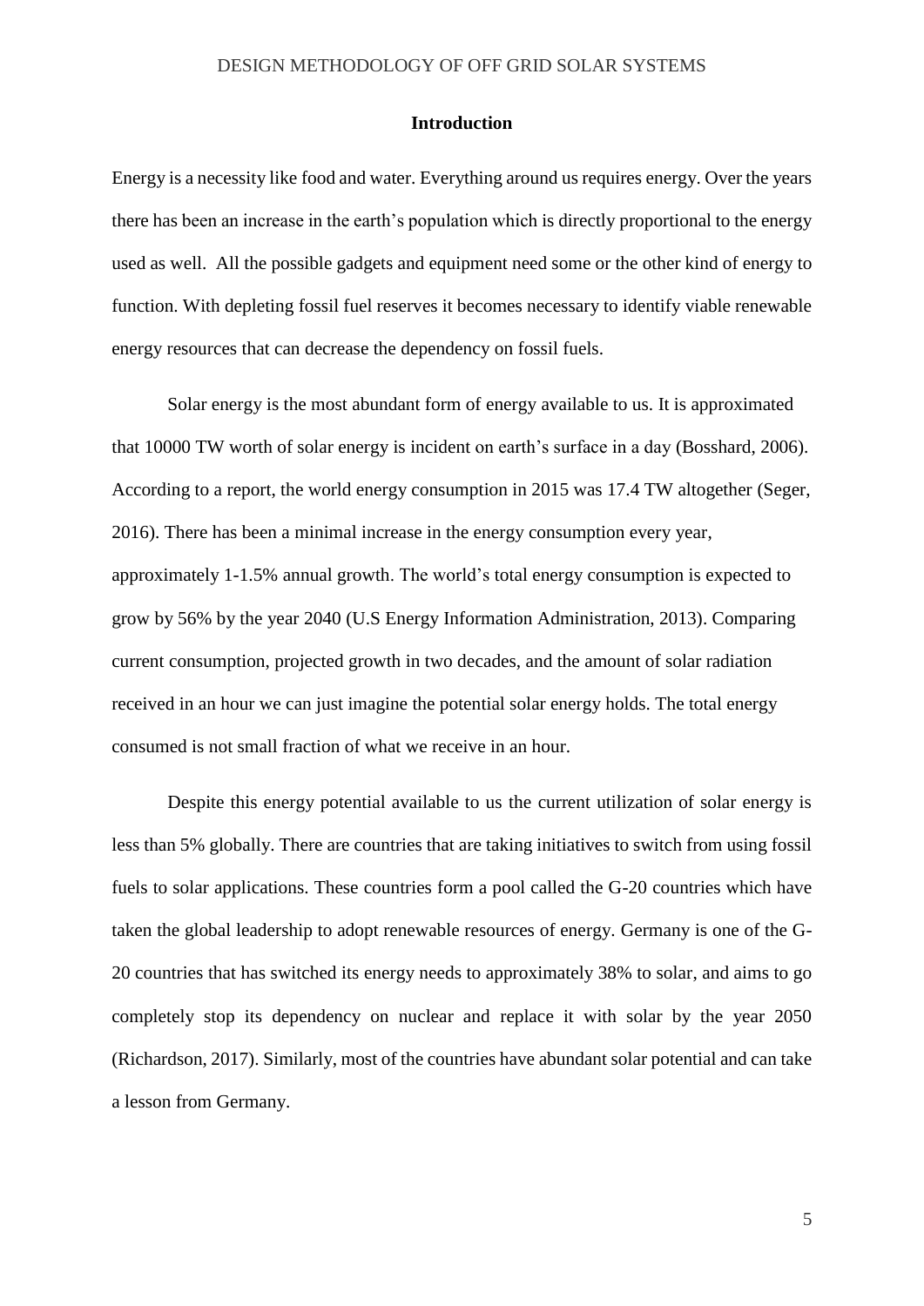## Introduction

Energy is a necessity like food and water. Everything around us requires energy. Over the years there has been an increase in the earth's population which is directly proportional to the energy used as well. All the possible gadgets and equipment need some or the other kind of energy to function. With depleting fossil fuel reserves it becomes necessary to identify viable renewable energy resources that can decrease the dependency on fossil fuels.

Solar energy is the most abundant form of energy available to us. It is approximated that 10000 TW worth of solar energy is incident on earth's surface in a day (Bosshard, 2006). According to a report, the world energy consumption in 2015 was 17.4 TW altogether (Seger, 2016). There has been a minimal increase in the energy consumption every year, approximately 1-1.5% annual growth. The world's total energy consumption is expected to grow by 56% by the year 2040 (U.S Energy Information Administration, 2013). Comparing current consumption, projected growth in two decades, and the amount of solar radiation received in an hour we can just imagine the potential solar energy holds. The total energy consumed is not small fraction of what we receive in an hour.

Despite this energy potential available to us the current utilization of solar energy is less than 5% globally. There are countries that are taking initiatives to switch from using fossil fuels to solar applications. These countries form a pool called the G-20 countries which have taken the global leadership to adopt renewable resources of energy. Germany is one of the G-20 countries that has switched its energy needs to approximately 38% to solar, and aims to go completely stop its dependency on nuclear and replace it with solar by the year 2050 (Richardson, 2017). Similarly, most of the countries have abundant solar potential and can take a lesson from Germany.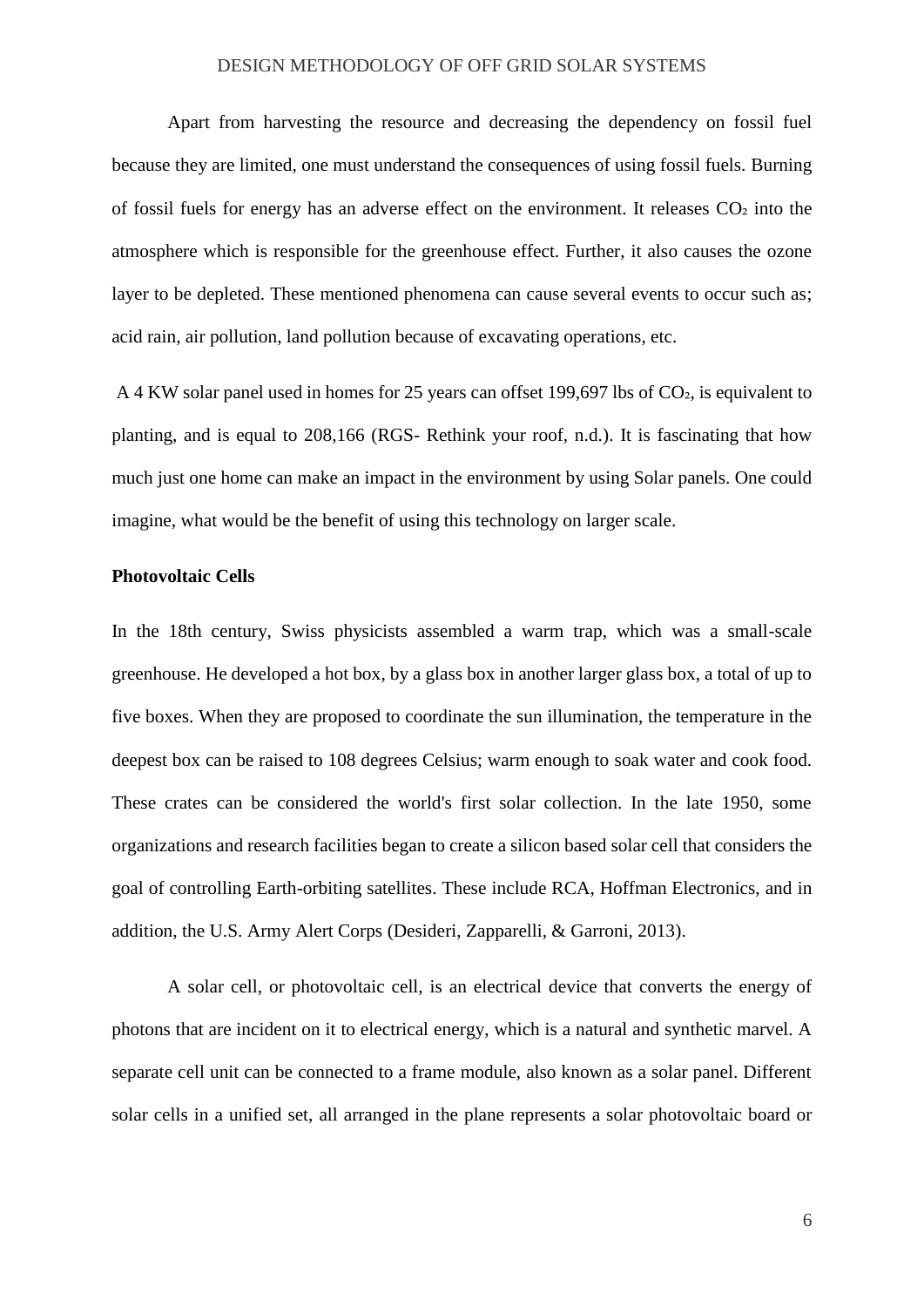Apart from harvesting the resource and decreasing the dependency on fossil fuel because they are limited, one must understand the consequences of using fossil fuels. Burning of fossil fuels for energy has an adverse effect on the environment. It releases $CO_2$ into the atmosphere which is responsible for the greenhouse effect. Further, it also causes the ozone layer to be depleted. These mentioned phenomena can cause several events to occur such as; acid rain, air pollution, land pollution because of excavating operations, etc.

A 4 KW solar panel used in homes for 25 years can offset 199,697 lbs of $CO_2$, is equivalent to planting, and is equal to 208,166 (RGS- Rethink your roof, n.d.). It is fascinating that how much just one home can make an impact in the environment by using Solar panels. One could imagine, what would be the benefit of using this technology on larger scale.

**Photovoltaic Cells**

In the 18th century, Swiss physicists assembled a warm trap, which was a small-scale greenhouse. He developed a hot box, by a glass box in another larger glass box, a total of up to five boxes. When they are proposed to coordinate the sun illumination, the temperature in the deepest box can be raised to 108 degrees Celsius; warm enough to soak water and cook food. These crates can be considered the world's first solar collection. In the late 1950, some organizations and research facilities began to create a silicon based solar cell that considers the goal of controlling Earth-orbiting satellites. These include RCA, Hoffman Electronics, and in addition, the U.S. Army Alert Corps (Desideri, Zapparelli, & Garroni, 2013).

A solar cell, or photovoltaic cell, is an electrical device that converts the energy of photons that are incident on it to electrical energy, which is a natural and synthetic marvel. A separate cell unit can be connected to a frame module, also known as a solar panel. Different solar cells in a unified set, all arranged in the plane represents a solar photovoltaic board or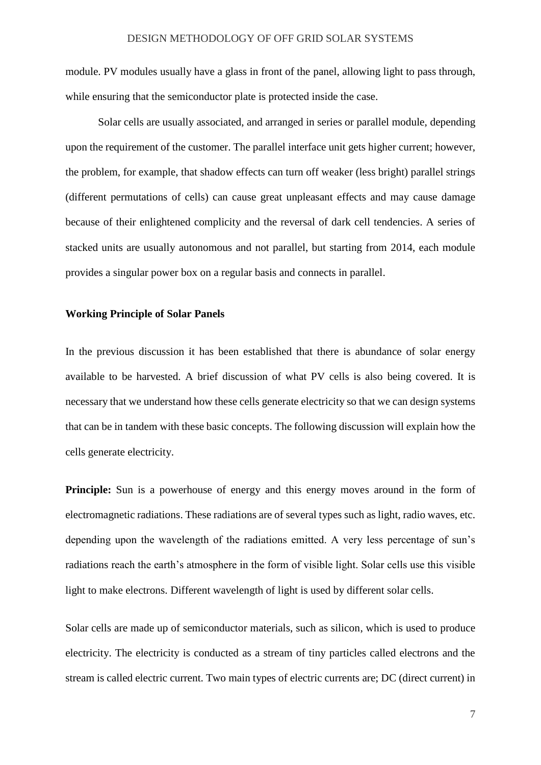module. PV modules usually have a glass in front of the panel, allowing light to pass through, while ensuring that the semiconductor plate is protected inside the case.

Solar cells are usually associated, and arranged in series or parallel module, depending upon the requirement of the customer. The parallel interface unit gets higher current; however, the problem, for example, that shadow effects can turn off weaker (less bright) parallel strings (different permutations of cells) can cause great unpleasant effects and may cause damage because of their enlightened complicity and the reversal of dark cell tendencies. A series of stacked units are usually autonomous and not parallel, but starting from 2014, each module provides a singular power box on a regular basis and connects in parallel.

### Working Principle of Solar Panels

In the previous discussion it has been established that there is abundance of solar energy available to be harvested. A brief discussion of what PV cells is also being covered. It is necessary that we understand how these cells generate electricity so that we can design systems that can be in tandem with these basic concepts. The following discussion will explain how the cells generate electricity.

**Principle:** Sun is a powerhouse of energy and this energy moves around in the form of electromagnetic radiations. These radiations are of several types such as light, radio waves, etc. depending upon the wavelength of the radiations emitted. A very less percentage of sun's radiations reach the earth's atmosphere in the form of visible light. Solar cells use this visible light to make electrons. Different wavelength of light is used by different solar cells.

Solar cells are made up of semiconductor materials, such as silicon, which is used to produce electricity. The electricity is conducted as a stream of tiny particles called electrons and the stream is called electric current. Two main types of electric currents are; DC (direct current) in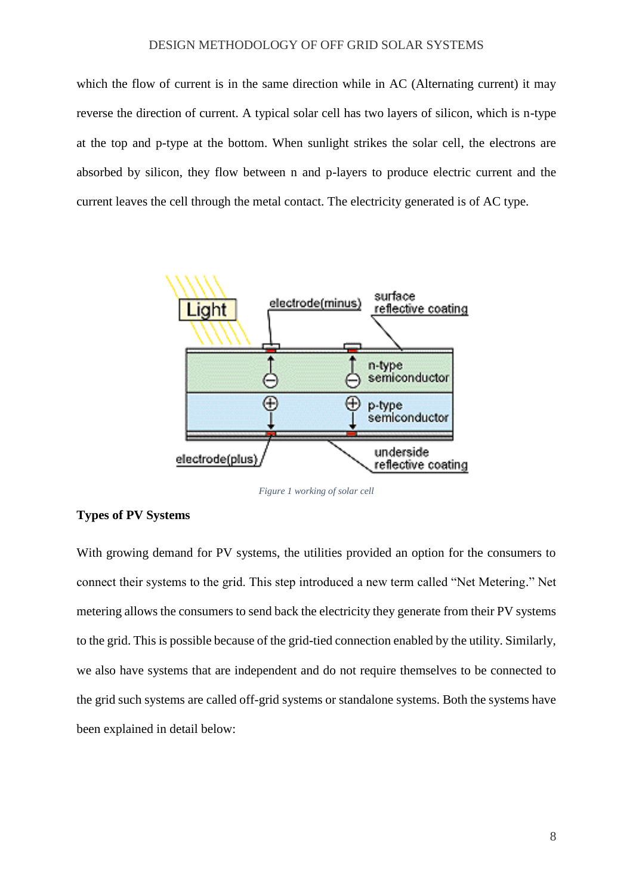which the flow of current is in the same direction while in AC (Alternating current) it may reverse the direction of current. A typical solar cell has two layers of silicon, which is n-type at the top and p-type at the bottom. When sunlight strikes the solar cell, the electrons are absorbed by silicon, they flow between n and p-layers to produce electric current and the current leaves the cell through the metal contact. The electricity generated is of AC type.

Light
electrode(minus)
surface reflective coating
n-type semiconductor
p-type semiconductor
electrode(plus)
underside reflective coating

*Figure 1 working of solar cell*

**Types of PV Systems**

With growing demand for PV systems, the utilities provided an option for the consumers to connect their systems to the grid. This step introduced a new term called "Net Metering." Net metering allows the consumers to send back the electricity they generate from their PV systems to the grid. This is possible because of the grid-tied connection enabled by the utility. Similarly, we also have systems that are independent and do not require themselves to be connected to the grid such systems are called off-grid systems or standalone systems. Both the systems have been explained in detail below: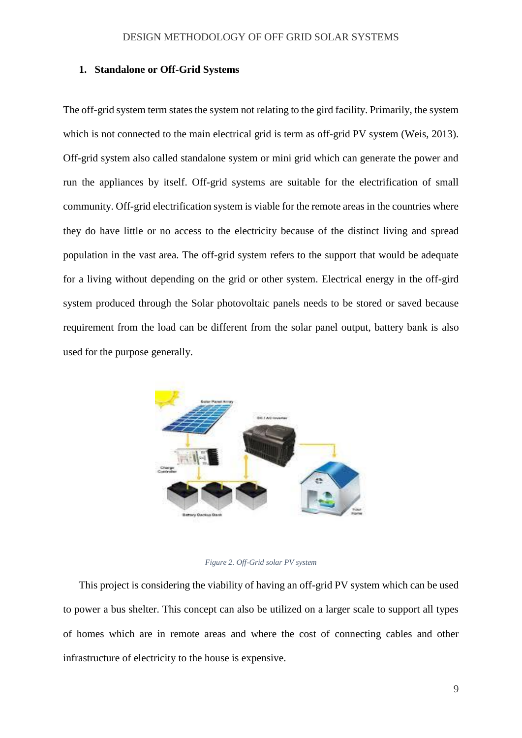## 1. Standalone or Off-Grid Systems

The off-grid system term states the system not relating to the gird facility. Primarily, the system which is not connected to the main electrical grid is term as off-grid PV system (Weis, 2013). Off-grid system also called standalone system or mini grid which can generate the power and run the appliances by itself. Off-grid systems are suitable for the electrification of small community. Off-grid electrification system is viable for the remote areas in the countries where they do have little or no access to the electricity because of the distinct living and spread population in the vast area. The off-grid system refers to the support that would be adequate for a living without depending on the grid or other system. Electrical energy in the off-gird system produced through the Solar photovoltaic panels needs to be stored or saved because requirement from the load can be different from the solar panel output, battery bank is also used for the purpose generally.

*Figure 2. Off-Grid solar PV system*

This project is considering the viability of having an off-grid PV system which can be used to power a bus shelter. This concept can also be utilized on a larger scale to support all types of homes which are in remote areas and where the cost of connecting cables and other infrastructure of electricity to the house is expensive.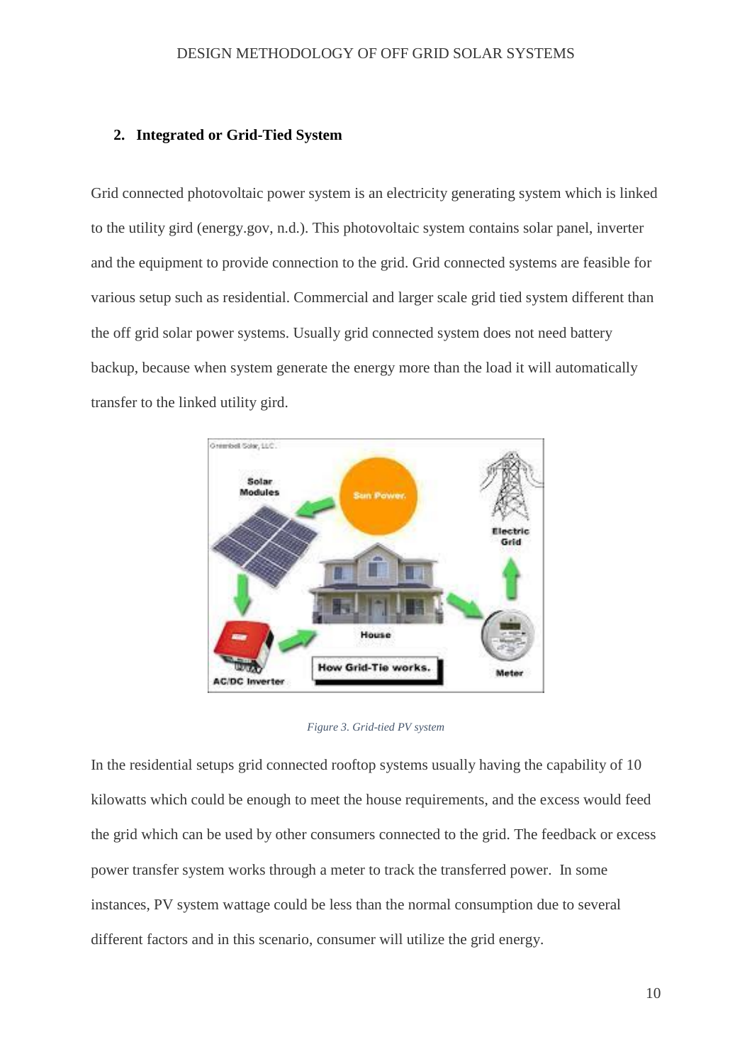## 2. Integrated or Grid-Tied System

Grid connected photovoltaic power system is an electricity generating system which is linked to the utility gird (energy.gov, n.d.). This photovoltaic system contains solar panel, inverter and the equipment to provide connection to the grid. Grid connected systems are feasible for various setup such as residential. Commercial and larger scale grid tied system different than the off grid solar power systems. Usually grid connected system does not need battery backup, because when system generate the energy more than the load it will automatically transfer to the linked utility gird.

*Figure 3. Grid-tied PV system*

In the residential setups grid connected rooftop systems usually having the capability of 10 kilowatts which could be enough to meet the house requirements, and the excess would feed the grid which can be used by other consumers connected to the grid. The feedback or excess power transfer system works through a meter to track the transferred power. In some instances, PV system wattage could be less than the normal consumption due to several different factors and in this scenario, consumer will utilize the grid energy.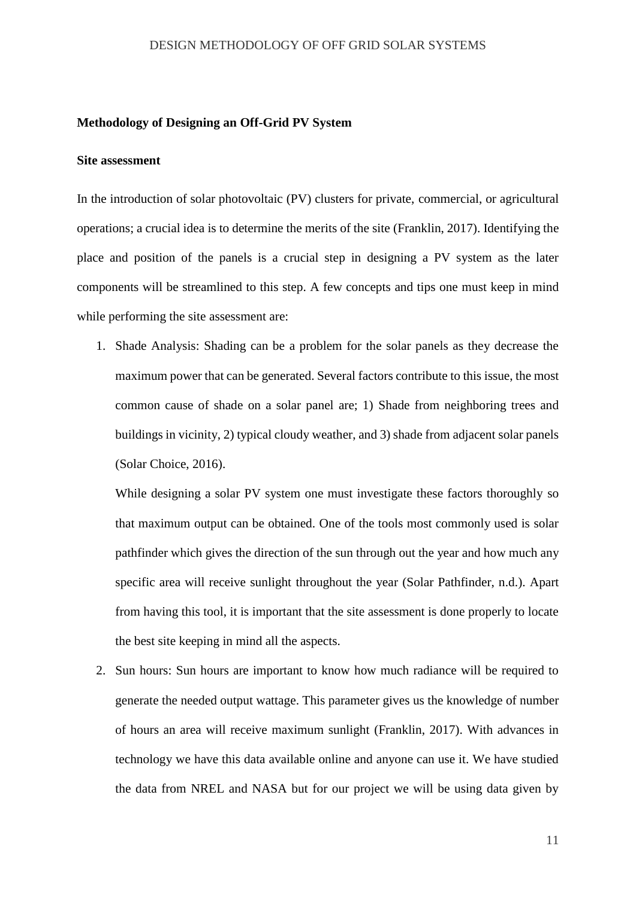**Methodology of Designing an Off-Grid PV System**

**Site assessment**

In the introduction of solar photovoltaic (PV) clusters for private, commercial, or agricultural operations; a crucial idea is to determine the merits of the site (Franklin, 2017). Identifying the place and position of the panels is a crucial step in designing a PV system as the later components will be streamlined to this step. A few concepts and tips one must keep in mind while performing the site assessment are:

1. Shade Analysis: Shading can be a problem for the solar panels as they decrease the maximum power that can be generated. Several factors contribute to this issue, the most common cause of shade on a solar panel are; 1) Shade from neighboring trees and buildings in vicinity, 2) typical cloudy weather, and 3) shade from adjacent solar panels (Solar Choice, 2016).

   While designing a solar PV system one must investigate these factors thoroughly so that maximum output can be obtained. One of the tools most commonly used is solar pathfinder which gives the direction of the sun through out the year and how much any specific area will receive sunlight throughout the year (Solar Pathfinder, n.d.). Apart from having this tool, it is important that the site assessment is done properly to locate the best site keeping in mind all the aspects.

2. Sun hours: Sun hours are important to know how much radiance will be required to generate the needed output wattage. This parameter gives us the knowledge of number of hours an area will receive maximum sunlight (Franklin, 2017). With advances in technology we have this data available online and anyone can use it. We have studied the data from NREL and NASA but for our project we will be using data given by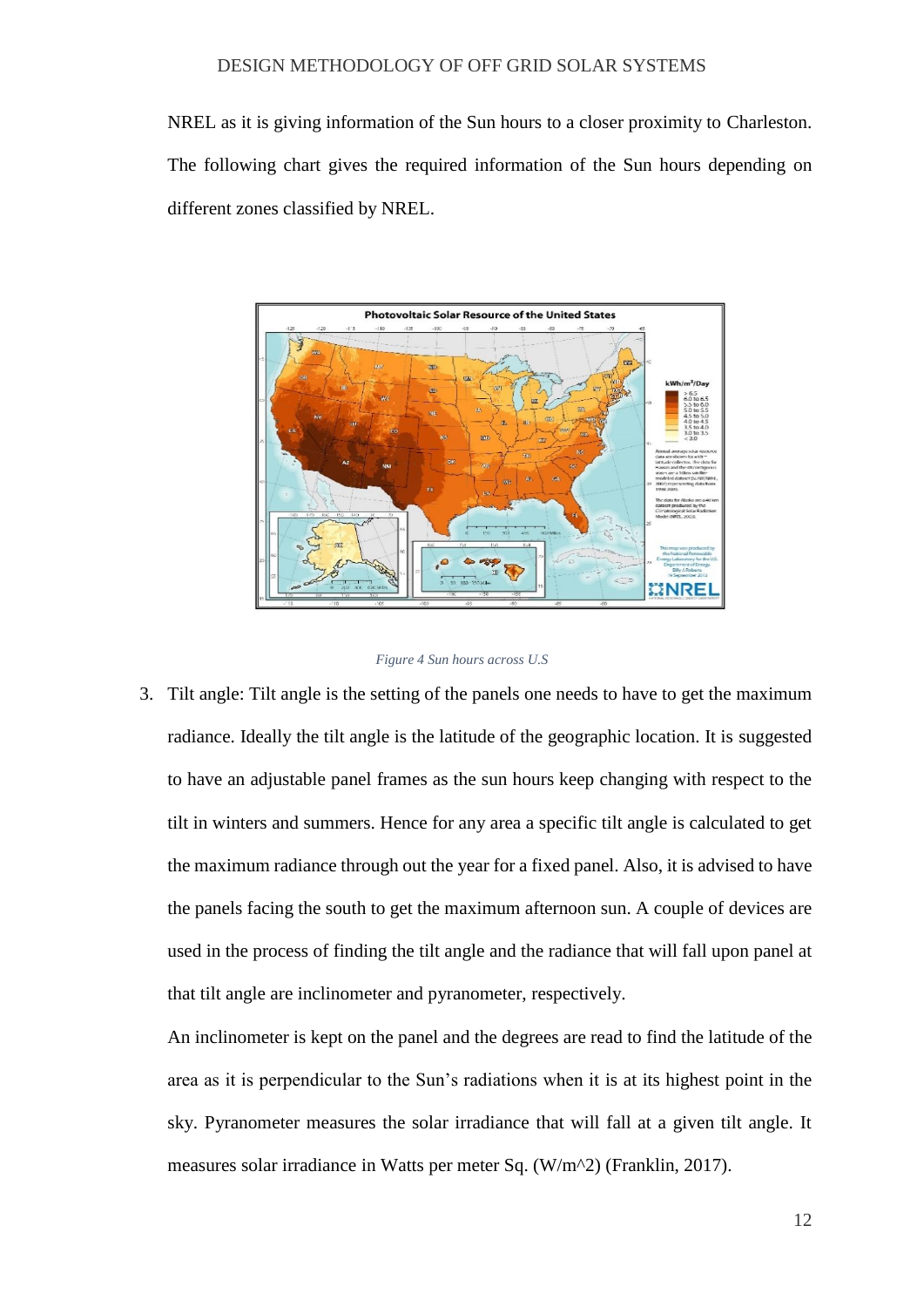NREL as it is giving information of the Sun hours to a closer proximity to Charleston. The following chart gives the required information of the Sun hours depending on different zones classified by NREL.

Photovoltaic Solar Resource of the United States

kWh/m²/Day

> 6.5
6.0 to 6.5
5.5 to 6.0
5.0 to 5.5
4.5 to 5.0
4.0 to 4.5
3.5 to 4.0
3.0 to 3.5
< 3.0

NREL

*Figure 4 Sun hours across U.S*

3. Tilt angle: Tilt angle is the setting of the panels one needs to have to get the maximum radiance. Ideally the tilt angle is the latitude of the geographic location. It is suggested to have an adjustable panel frames as the sun hours keep changing with respect to the tilt in winters and summers. Hence for any area a specific tilt angle is calculated to get the maximum radiance through out the year for a fixed panel. Also, it is advised to have the panels facing the south to get the maximum afternoon sun. A couple of devices are used in the process of finding the tilt angle and the radiance that will fall upon panel at that tilt angle are inclinometer and pyranometer, respectively.

   An inclinometer is kept on the panel and the degrees are read to find the latitude of the area as it is perpendicular to the Sun's radiations when it is at its highest point in the sky. Pyranometer measures the solar irradiance that will fall at a given tilt angle. It measures solar irradiance in Watts per meter Sq. (W/m^2) (Franklin, 2017).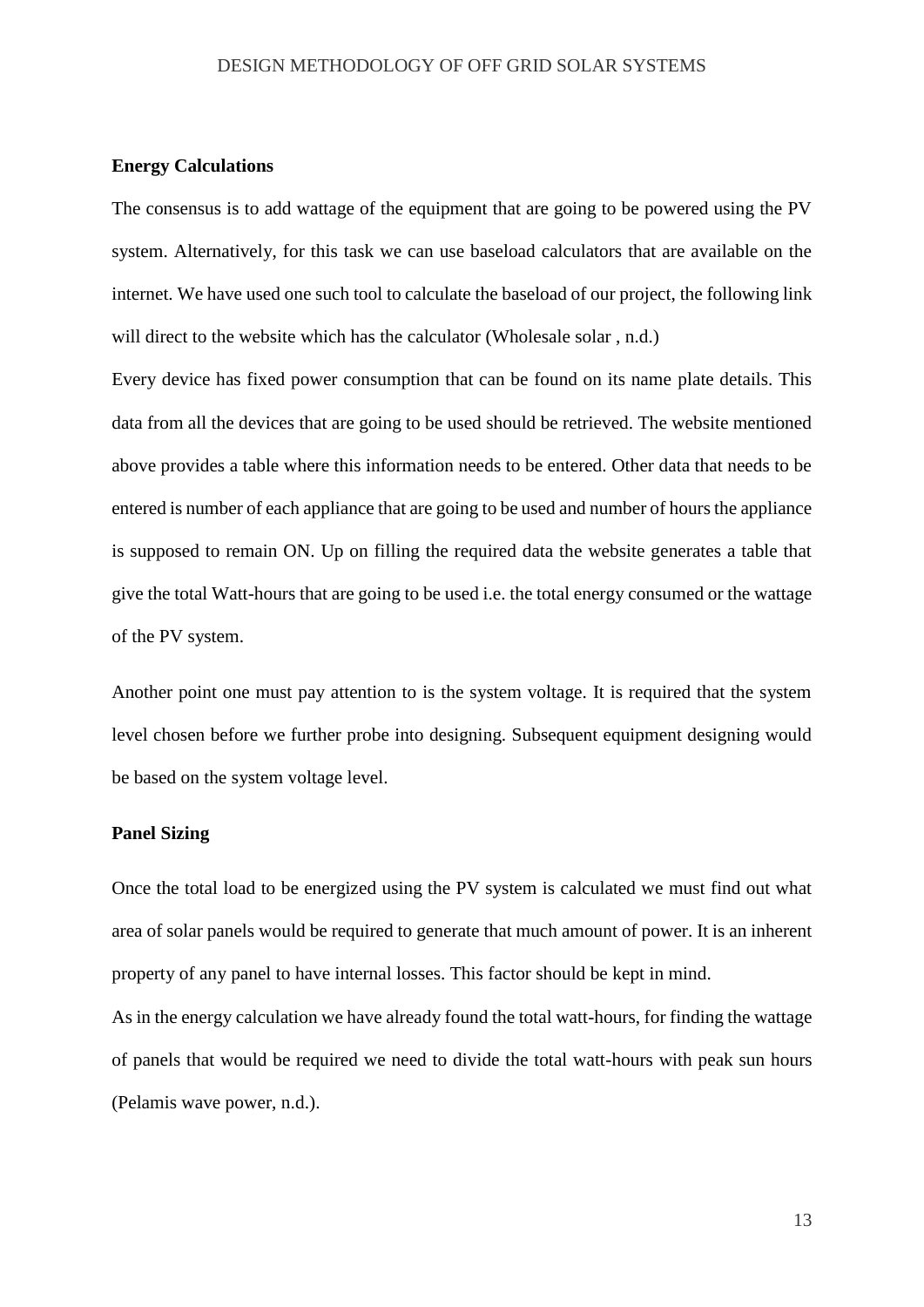**Energy Calculations**

The consensus is to add wattage of the equipment that are going to be powered using the PV system. Alternatively, for this task we can use baseload calculators that are available on the internet. We have used one such tool to calculate the baseload of our project, the following link will direct to the website which has the calculator (Wholesale solar , n.d.)

Every device has fixed power consumption that can be found on its name plate details. This data from all the devices that are going to be used should be retrieved. The website mentioned above provides a table where this information needs to be entered. Other data that needs to be entered is number of each appliance that are going to be used and number of hours the appliance is supposed to remain ON. Up on filling the required data the website generates a table that give the total Watt-hours that are going to be used i.e. the total energy consumed or the wattage of the PV system.

Another point one must pay attention to is the system voltage. It is required that the system level chosen before we further probe into designing. Subsequent equipment designing would be based on the system voltage level.

**Panel Sizing**

Once the total load to be energized using the PV system is calculated we must find out what area of solar panels would be required to generate that much amount of power. It is an inherent property of any panel to have internal losses. This factor should be kept in mind.

As in the energy calculation we have already found the total watt-hours, for finding the wattage of panels that would be required we need to divide the total watt-hours with peak sun hours (Pelamis wave power, n.d.).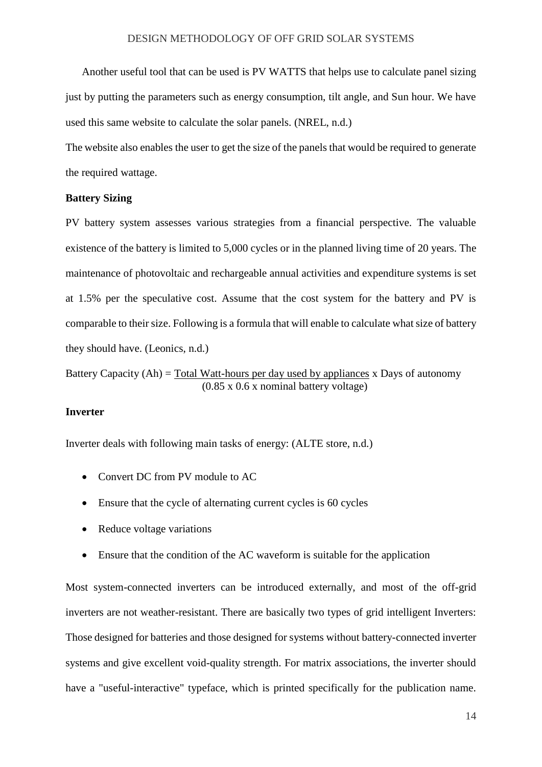Another useful tool that can be used is PV WATTS that helps use to calculate panel sizing just by putting the parameters such as energy consumption, tilt angle, and Sun hour. We have used this same website to calculate the solar panels. (NREL, n.d.)

The website also enables the user to get the size of the panels that would be required to generate the required wattage.

**Battery Sizing**

PV battery system assesses various strategies from a financial perspective. The valuable existence of the battery is limited to 5,000 cycles or in the planned living time of 20 years. The maintenance of photovoltaic and rechargeable annual activities and expenditure systems is set at 1.5% per the speculative cost. Assume that the cost system for the battery and PV is comparable to their size. Following is a formula that will enable to calculate what size of battery they should have. (Leonics, n.d.)

$$\text{Battery Capacity (Ah)} = \frac{\text{Total Watt-hours per day used by appliances}}{(0.85 \times 0.6 \times \text{nominal battery voltage})} \times \text{Days of autonomy}$$

**Inverter**

Inverter deals with following main tasks of energy: (ALTE store, n.d.)

- Convert DC from PV module to AC
- Ensure that the cycle of alternating current cycles is 60 cycles
- Reduce voltage variations
- Ensure that the condition of the AC waveform is suitable for the application

Most system-connected inverters can be introduced externally, and most of the off-grid inverters are not weather-resistant. There are basically two types of grid intelligent Inverters: Those designed for batteries and those designed for systems without battery-connected inverter systems and give excellent void-quality strength. For matrix associations, the inverter should have a "useful-interactive" typeface, which is printed specifically for the publication name.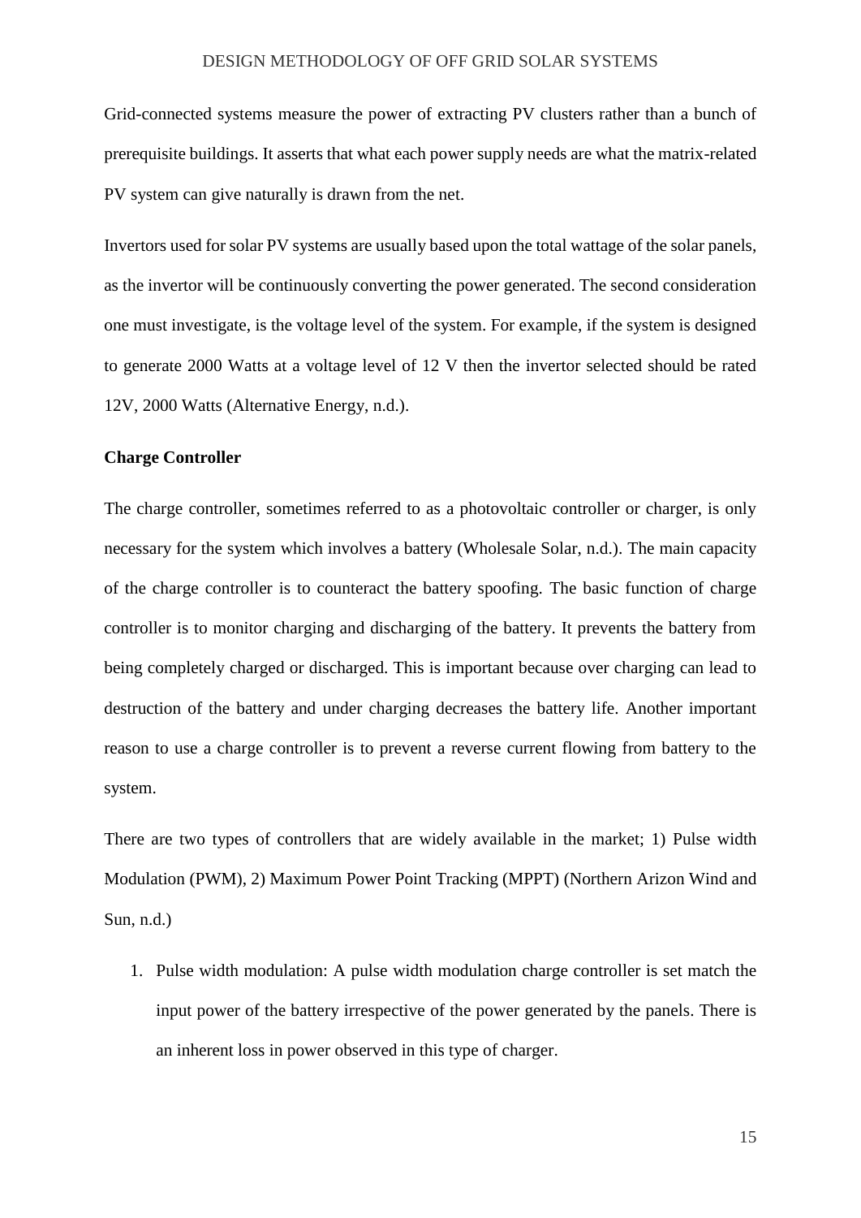Grid-connected systems measure the power of extracting PV clusters rather than a bunch of prerequisite buildings. It asserts that what each power supply needs are what the matrix-related PV system can give naturally is drawn from the net.

Invertors used for solar PV systems are usually based upon the total wattage of the solar panels, as the invertor will be continuously converting the power generated. The second consideration one must investigate, is the voltage level of the system. For example, if the system is designed to generate 2000 Watts at a voltage level of 12 V then the invertor selected should be rated 12V, 2000 Watts (Alternative Energy, n.d.).

**Charge Controller**

The charge controller, sometimes referred to as a photovoltaic controller or charger, is only necessary for the system which involves a battery (Wholesale Solar, n.d.). The main capacity of the charge controller is to counteract the battery spoofing. The basic function of charge controller is to monitor charging and discharging of the battery. It prevents the battery from being completely charged or discharged. This is important because over charging can lead to destruction of the battery and under charging decreases the battery life. Another important reason to use a charge controller is to prevent a reverse current flowing from battery to the system.

There are two types of controllers that are widely available in the market; 1) Pulse width Modulation (PWM), 2) Maximum Power Point Tracking (MPPT) (Northern Arizon Wind and Sun, n.d.)

1. Pulse width modulation: A pulse width modulation charge controller is set match the input power of the battery irrespective of the power generated by the panels. There is an inherent loss in power observed in this type of charger.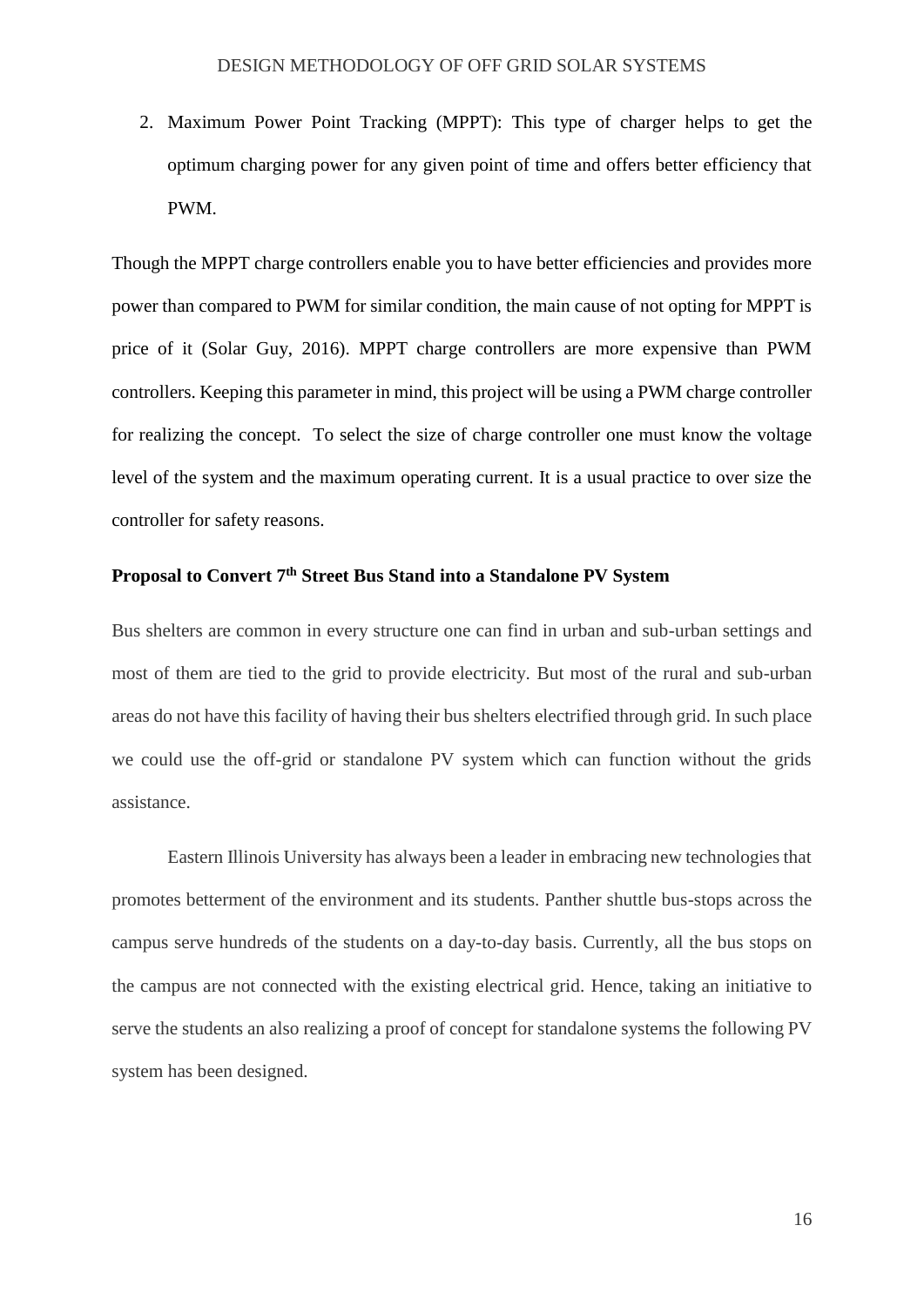2. Maximum Power Point Tracking (MPPT): This type of charger helps to get the optimum charging power for any given point of time and offers better efficiency that PWM.

Though the MPPT charge controllers enable you to have better efficiencies and provides more power than compared to PWM for similar condition, the main cause of not opting for MPPT is price of it (Solar Guy, 2016). MPPT charge controllers are more expensive than PWM controllers. Keeping this parameter in mind, this project will be using a PWM charge controller for realizing the concept. To select the size of charge controller one must know the voltage level of the system and the maximum operating current. It is a usual practice to over size the controller for safety reasons.

**Proposal to Convert 7th Street Bus Stand into a Standalone PV System**

Bus shelters are common in every structure one can find in urban and sub-urban settings and most of them are tied to the grid to provide electricity. But most of the rural and sub-urban areas do not have this facility of having their bus shelters electrified through grid. In such place we could use the off-grid or standalone PV system which can function without the grids assistance.

Eastern Illinois University has always been a leader in embracing new technologies that promotes betterment of the environment and its students. Panther shuttle bus-stops across the campus serve hundreds of the students on a day-to-day basis. Currently, all the bus stops on the campus are not connected with the existing electrical grid. Hence, taking an initiative to serve the students an also realizing a proof of concept for standalone systems the following PV system has been designed.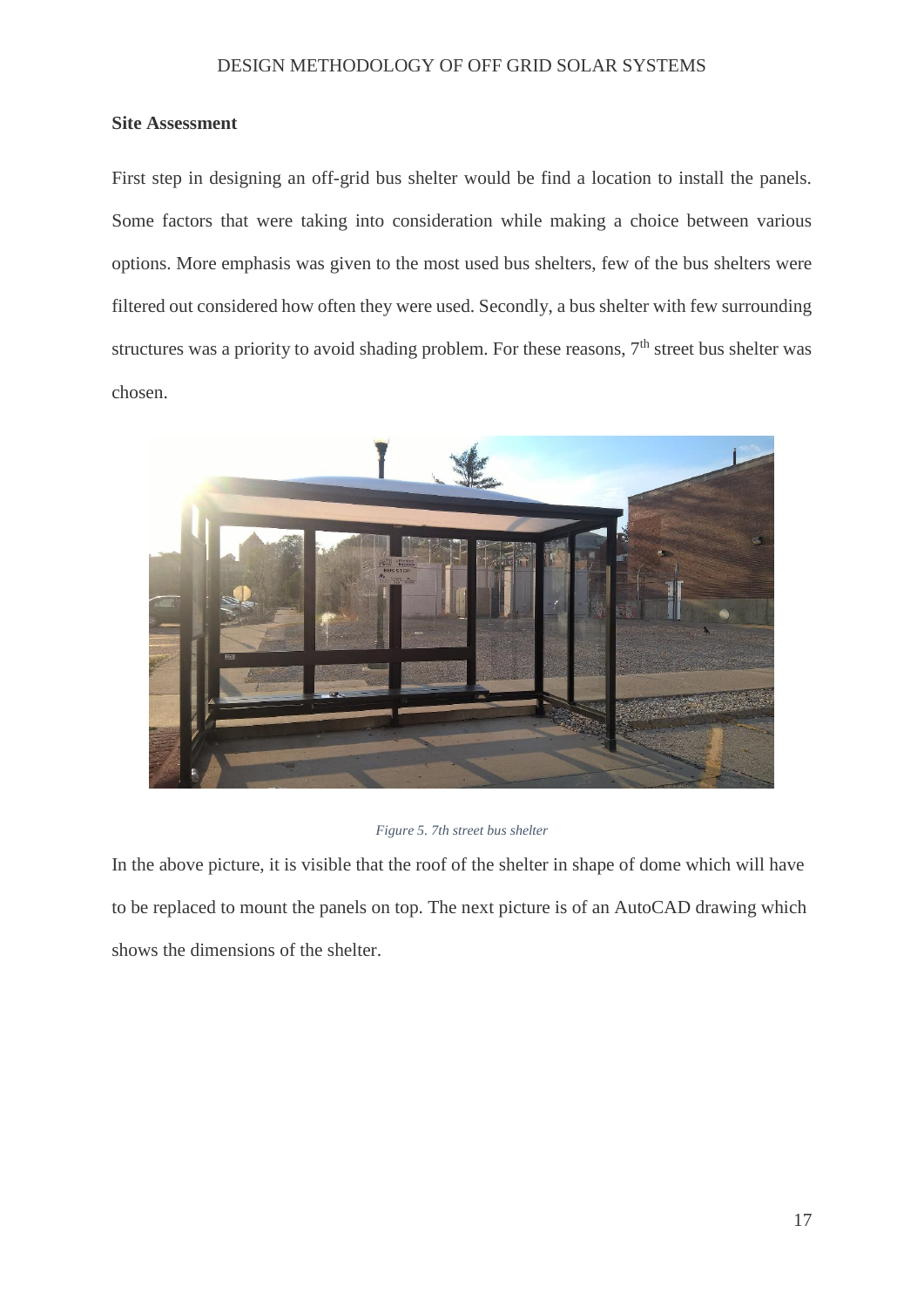**Site Assessment**

First step in designing an off-grid bus shelter would be find a location to install the panels. Some factors that were taking into consideration while making a choice between various options. More emphasis was given to the most used bus shelters, few of the bus shelters were filtered out considered how often they were used. Secondly, a bus shelter with few surrounding structures was a priority to avoid shading problem. For these reasons, 7th street bus shelter was chosen.

*Figure 5. 7th street bus shelter*

In the above picture, it is visible that the roof of the shelter in shape of dome which will have to be replaced to mount the panels on top. The next picture is of an AutoCAD drawing which shows the dimensions of the shelter.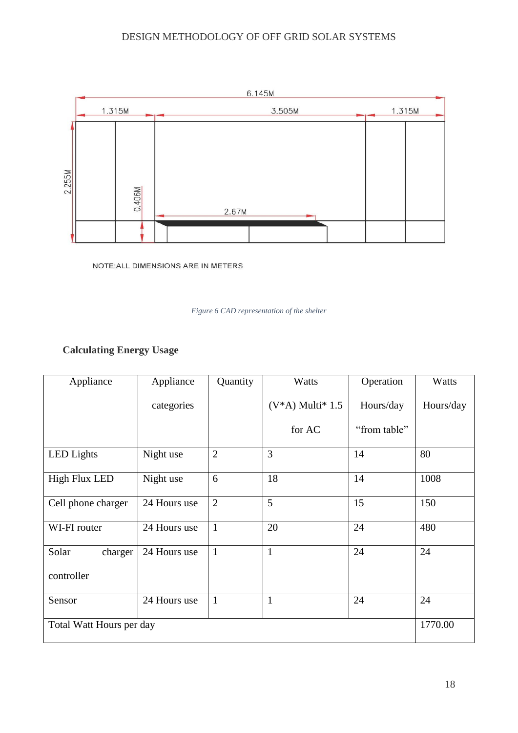6.145M

1.315M

3.505M

1.315M

2.255M

0.406M

2.67M

NOTE:ALL DIMENSIONS ARE IN METERS

*Figure 6 CAD representation of the shelter*

**Calculating Energy Usage**

| Appliance | Appliance categories | Quantity | Watts (V*A) Multi* 1.5 for AC | Operation Hours/day "from table" | Watts Hours/day |
| --- | --- | --- | --- | --- | --- |
| LED Lights | Night use | 2 | 3 | 14 | 80 |
| High Flux LED | Night use | 6 | 18 | 14 | 1008 |
| Cell phone charger | 24 Hours use | 2 | 5 | 15 | 150 |
| WI-FI router | 24 Hours use | 1 | 20 | 24 | 480 |
| Solar charger controller | 24 Hours use | 1 | 1 | 24 | 24 |
| Sensor | 24 Hours use | 1 | 1 | 24 | 24 |
| Total Watt Hours per day | | | | | 1770.00 |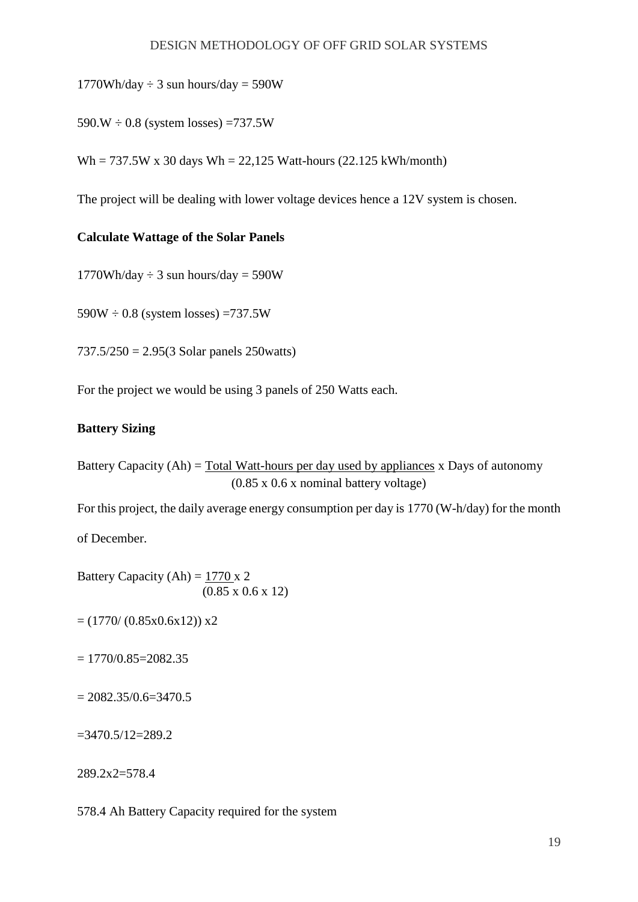1770Wh/day ÷ 3 sun hours/day = 590W

590.W ÷ 0.8 (system losses) =737.5W

Wh = 737.5W x 30 days Wh = 22,125 Watt-hours (22.125 kWh/month)

The project will be dealing with lower voltage devices hence a 12V system is chosen.

**Calculate Wattage of the Solar Panels**

1770Wh/day ÷ 3 sun hours/day = 590W

590W ÷ 0.8 (system losses) =737.5W

737.5/250 = 2.95(3 Solar panels 250watts)

For the project we would be using 3 panels of 250 Watts each.

**Battery Sizing**

$$\text{Battery Capacity (Ah)} = \frac{\text{Total Watt-hours per day used by appliances}}{(0.85 \times 0.6 \times \text{nominal battery voltage})} \times \text{Days of autonomy}$$

For this project, the daily average energy consumption per day is 1770 (W-h/day) for the month of December.

$$\text{Battery Capacity (Ah)} = \frac{1770}{(0.85 \times 0.6 \times 12)} \times 2$$

= (1770/ (0.85x0.6x12)) x2

= 1770/0.85=2082.35

= 2082.35/0.6=3470.5

=3470.5/12=289.2

289.2x2=578.4

578.4 Ah Battery Capacity required for the system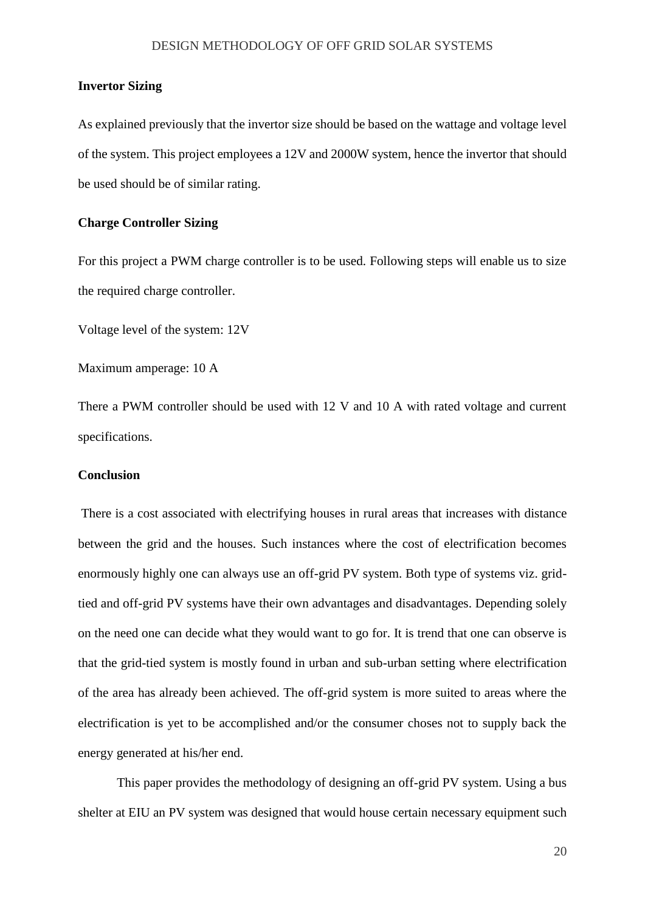**Invertor Sizing**

As explained previously that the invertor size should be based on the wattage and voltage level of the system. This project employees a 12V and 2000W system, hence the invertor that should be used should be of similar rating.

**Charge Controller Sizing**

For this project a PWM charge controller is to be used. Following steps will enable us to size the required charge controller.

Voltage level of the system: 12V

Maximum amperage: 10 A

There a PWM controller should be used with 12 V and 10 A with rated voltage and current specifications.

**Conclusion**

There is a cost associated with electrifying houses in rural areas that increases with distance between the grid and the houses. Such instances where the cost of electrification becomes enormously highly one can always use an off-grid PV system. Both type of systems viz. grid-tied and off-grid PV systems have their own advantages and disadvantages. Depending solely on the need one can decide what they would want to go for. It is trend that one can observe is that the grid-tied system is mostly found in urban and sub-urban setting where electrification of the area has already been achieved. The off-grid system is more suited to areas where the electrification is yet to be accomplished and/or the consumer choses not to supply back the energy generated at his/her end.

This paper provides the methodology of designing an off-grid PV system. Using a bus shelter at EIU an PV system was designed that would house certain necessary equipment such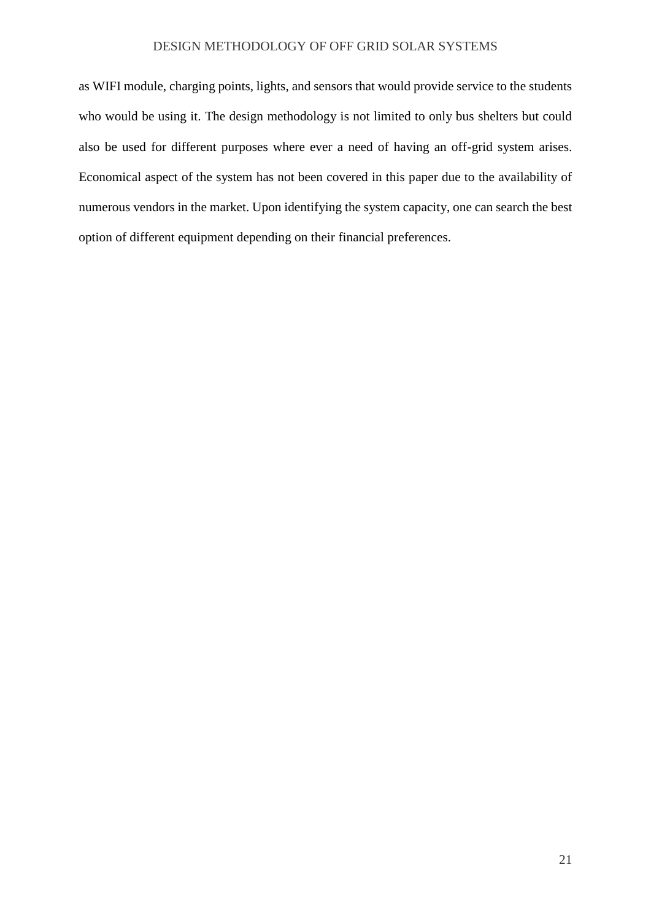as WIFI module, charging points, lights, and sensors that would provide service to the students who would be using it. The design methodology is not limited to only bus shelters but could also be used for different purposes where ever a need of having an off-grid system arises. Economical aspect of the system has not been covered in this paper due to the availability of numerous vendors in the market. Upon identifying the system capacity, one can search the best option of different equipment depending on their financial preferences.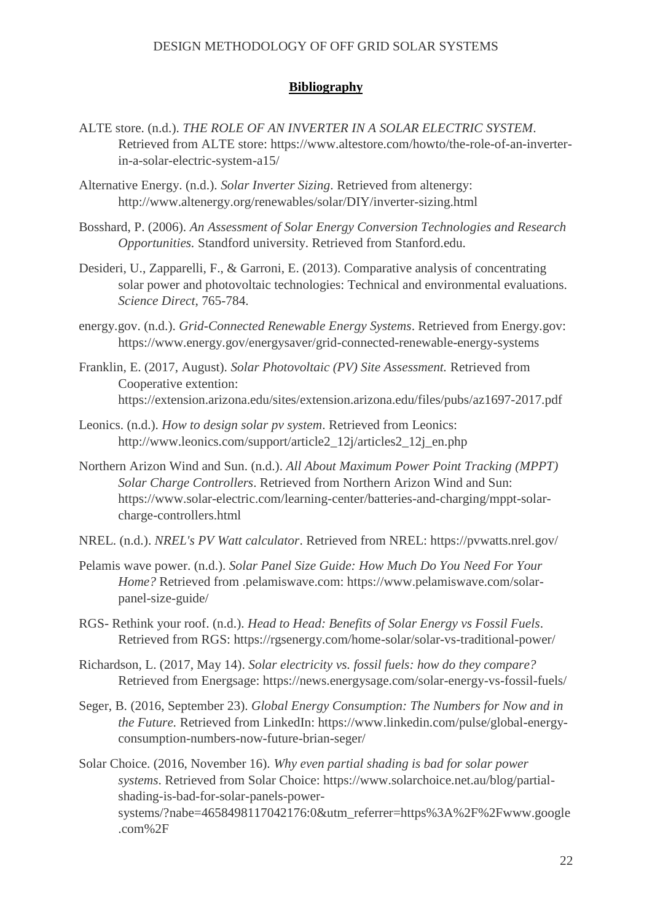**Bibliography**

ALTE store. (n.d.). *THE ROLE OF AN INVERTER IN A SOLAR ELECTRIC SYSTEM*. Retrieved from ALTE store: https://www.altestore.com/howto/the-role-of-an-inverter-in-a-solar-electric-system-a15/

Alternative Energy. (n.d.). *Solar Inverter Sizing*. Retrieved from altenergy: http://www.altenergy.org/renewables/solar/DIY/inverter-sizing.html

Bosshard, P. (2006). *An Assessment of Solar Energy Conversion Technologies and Research Opportunities.* Standford university. Retrieved from Stanford.edu.

Desideri, U., Zapparelli, F., & Garroni, E. (2013). Comparative analysis of concentrating solar power and photovoltaic technologies: Technical and environmental evaluations. *Science Direct*, 765-784.

energy.gov. (n.d.). *Grid-Connected Renewable Energy Systems*. Retrieved from Energy.gov: https://www.energy.gov/energysaver/grid-connected-renewable-energy-systems

Franklin, E. (2017, August). *Solar Photovoltaic (PV) Site Assessment.* Retrieved from Cooperative extention: https://extension.arizona.edu/sites/extension.arizona.edu/files/pubs/az1697-2017.pdf

Leonics. (n.d.). *How to design solar pv system*. Retrieved from Leonics: http://www.leonics.com/support/article2_12j/articles2_12j_en.php

Northern Arizon Wind and Sun. (n.d.). *All About Maximum Power Point Tracking (MPPT) Solar Charge Controllers*. Retrieved from Northern Arizon Wind and Sun: https://www.solar-electric.com/learning-center/batteries-and-charging/mppt-solar-charge-controllers.html

NREL. (n.d.). *NREL's PV Watt calculator*. Retrieved from NREL: https://pvwatts.nrel.gov/

Pelamis wave power. (n.d.). *Solar Panel Size Guide: How Much Do You Need For Your Home?* Retrieved from .pelamiswave.com: https://www.pelamiswave.com/solar-panel-size-guide/

RGS- Rethink your roof. (n.d.). *Head to Head: Benefits of Solar Energy vs Fossil Fuels*. Retrieved from RGS: https://rgsenergy.com/home-solar/solar-vs-traditional-power/

Richardson, L. (2017, May 14). *Solar electricity vs. fossil fuels: how do they compare?* Retrieved from Energsage: https://news.energysage.com/solar-energy-vs-fossil-fuels/

Seger, B. (2016, September 23). *Global Energy Consumption: The Numbers for Now and in the Future.* Retrieved from LinkedIn: https://www.linkedin.com/pulse/global-energy-consumption-numbers-now-future-brian-seger/

Solar Choice. (2016, November 16). *Why even partial shading is bad for solar power systems*. Retrieved from Solar Choice: https://www.solarchoice.net.au/blog/partial-shading-is-bad-for-solar-panels-power-systems/?nabe=4658498117042176:0&utm_referrer=https%3A%2F%2Fwww.google.com%2F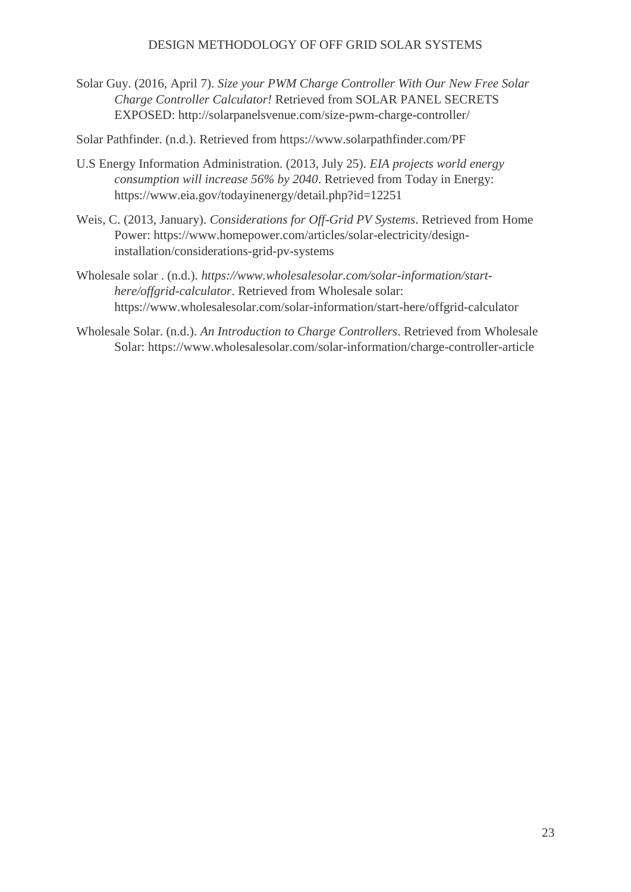Solar Guy. (2016, April 7). *Size your PWM Charge Controller With Our New Free Solar Charge Controller Calculator!* Retrieved from SOLAR PANEL SECRETS EXPOSED: http://solarpanelsvenue.com/size-pwm-charge-controller/

Solar Pathfinder. (n.d.). Retrieved from https://www.solarpathfinder.com/PF

U.S Energy Information Administration. (2013, July 25). *EIA projects world energy consumption will increase 56% by 2040*. Retrieved from Today in Energy: https://www.eia.gov/todayinenergy/detail.php?id=12251

Weis, C. (2013, January). *Considerations for Off-Grid PV Systems*. Retrieved from Home Power: https://www.homepower.com/articles/solar-electricity/design-installation/considerations-grid-pv-systems

Wholesale solar . (n.d.). *https://www.wholesalesolar.com/solar-information/start-here/offgrid-calculator*. Retrieved from Wholesale solar: https://www.wholesalesolar.com/solar-information/start-here/offgrid-calculator

Wholesale Solar. (n.d.). *An Introduction to Charge Controllers*. Retrieved from Wholesale Solar: https://www.wholesalesolar.com/solar-information/charge-controller-article